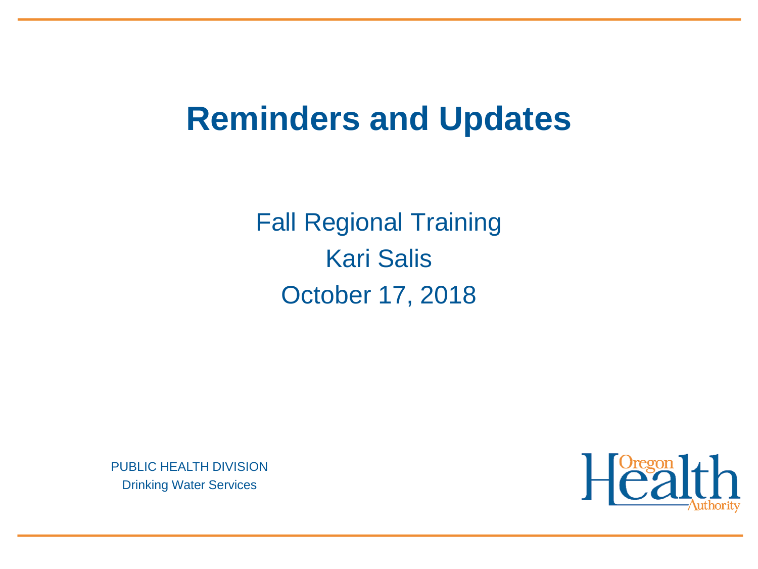# Reminders and Updates

Fall Regional Training

Kari Salis

October 17, 2018

PUBLIC HEALTH DIVISION

Drinking Water Services

Oregon Health Authority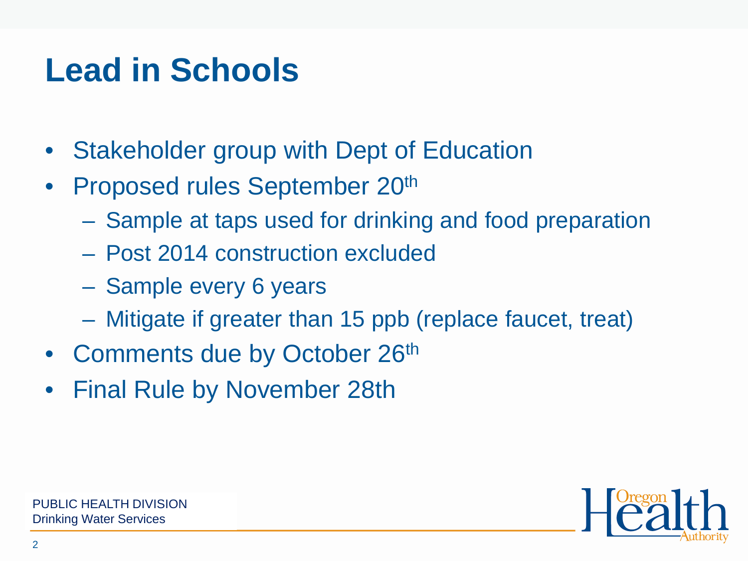# Lead in Schools

- Stakeholder group with Dept of Education
- Proposed rules September 20th
  - Sample at taps used for drinking and food preparation
  - Post 2014 construction excluded
  - Sample every 6 years
  - Mitigate if greater than 15 ppb (replace faucet, treat)
- Comments due by October 26th
- Final Rule by November 28th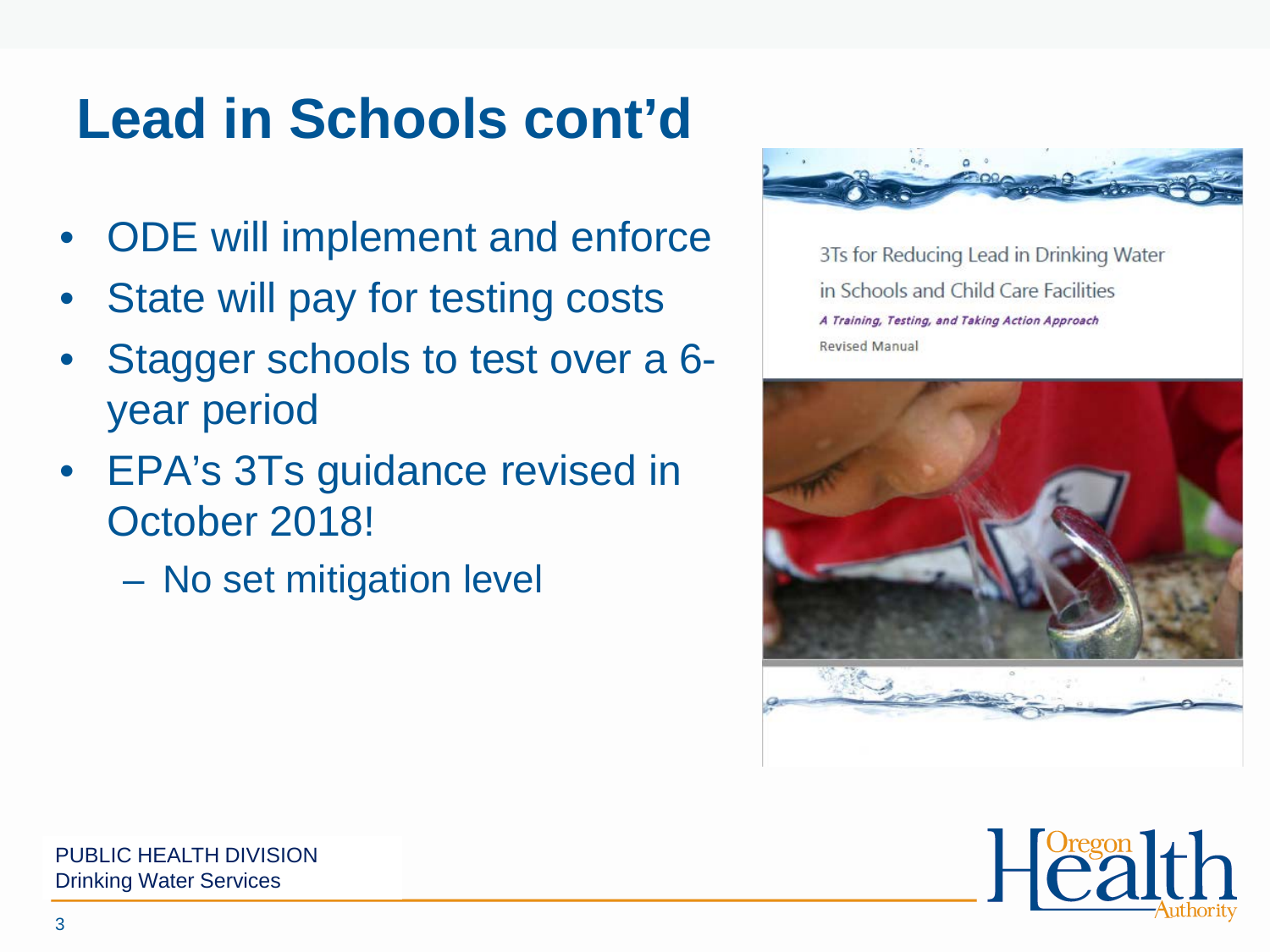# Lead in Schools cont'd

- ODE will implement and enforce
- State will pay for testing costs
- Stagger schools to test over a 6-year period
- EPA's 3Ts guidance revised in October 2018!
  - No set mitigation level

3Ts for Reducing Lead in Drinking Water in Schools and Child Care Facilities

*A Training, Testing, and Taking Action Approach*

Revised Manual

PUBLIC HEALTH DIVISION
Drinking Water Services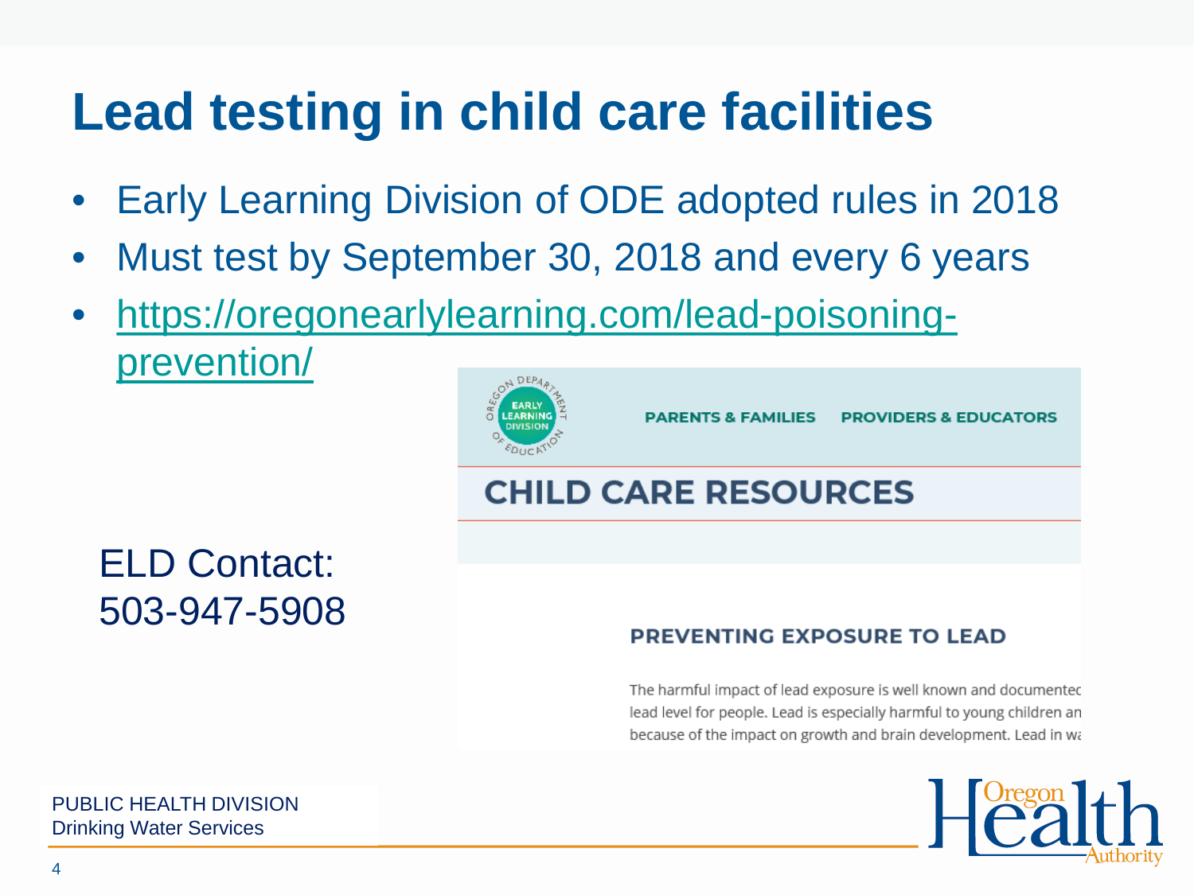# Lead testing in child care facilities

- Early Learning Division of ODE adopted rules in 2018
- Must test by September 30, 2018 and every 6 years
- https://oregonearlylearning.com/lead-poisoning-prevention/

ELD Contact: 503-947-5908

PARENTS & FAMILIES PROVIDERS & EDUCATORS

## CHILD CARE RESOURCES

### PREVENTING EXPOSURE TO LEAD

The harmful impact of lead exposure is well known and documentec lead level for people. Lead is especially harmful to young children an because of the impact on growth and brain development. Lead in wa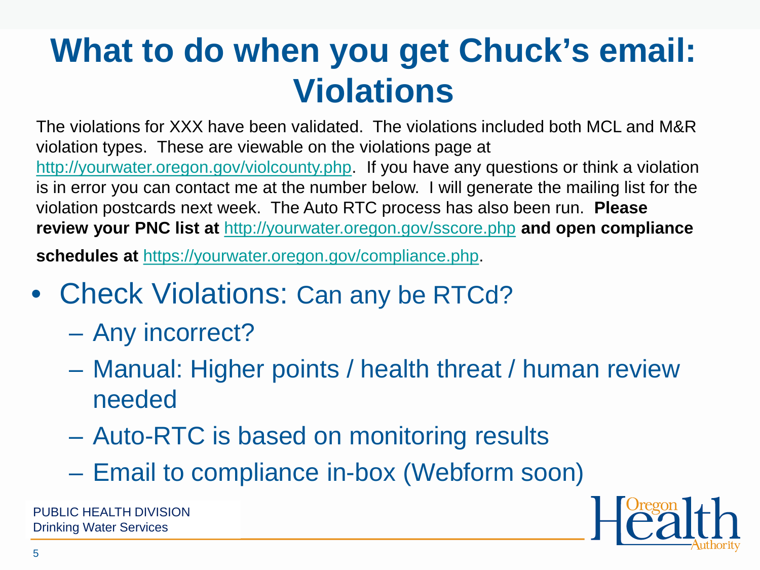# What to do when you get Chuck's email: Violations

The violations for XXX have been validated. The violations included both MCL and M&R violation types. These are viewable on the violations page at http://yourwater.oregon.gov/violcounty.php. If you have any questions or think a violation is in error you can contact me at the number below. I will generate the mailing list for the violation postcards next week. The Auto RTC process has also been run. **Please review your PNC list at** http://yourwater.oregon.gov/sscore.php **and open compliance schedules at** https://yourwater.oregon.gov/compliance.php.

- Check Violations: Can any be RTCd?
  - Any incorrect?
  - Manual: Higher points / health threat / human review needed
  - Auto-RTC is based on monitoring results
  - Email to compliance in-box (Webform soon)

PUBLIC HEALTH DIVISION
Drinking Water Services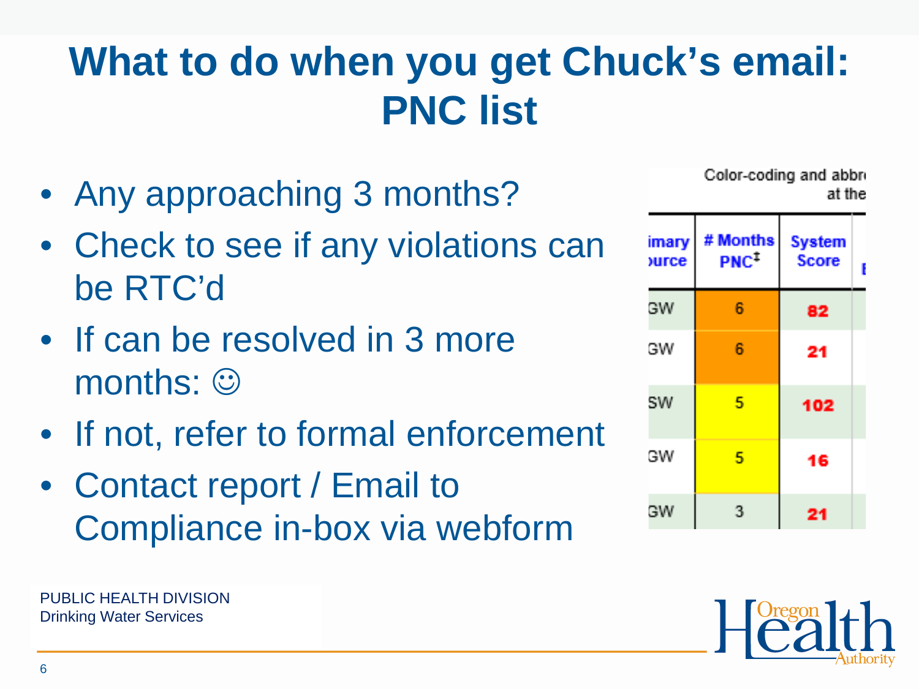# What to do when you get Chuck's email: PNC list

- Any approaching 3 months?
- Check to see if any violations can be RTC'd
- If can be resolved in 3 more months: ☺
- If not, refer to formal enforcement
- Contact report / Email to Compliance in-box via webform

Color-coding and abbr... at the

| ...imary ...urce | # Months PNC‡ | System Score |
|---|---|---|
| GW | 6 | 82 |
| GW | 6 | 21 |
| SW | 5 | 102 |
| GW | 5 | 16 |
| GW | 3 | 21 |

PUBLIC HEALTH DIVISION
Drinking Water Services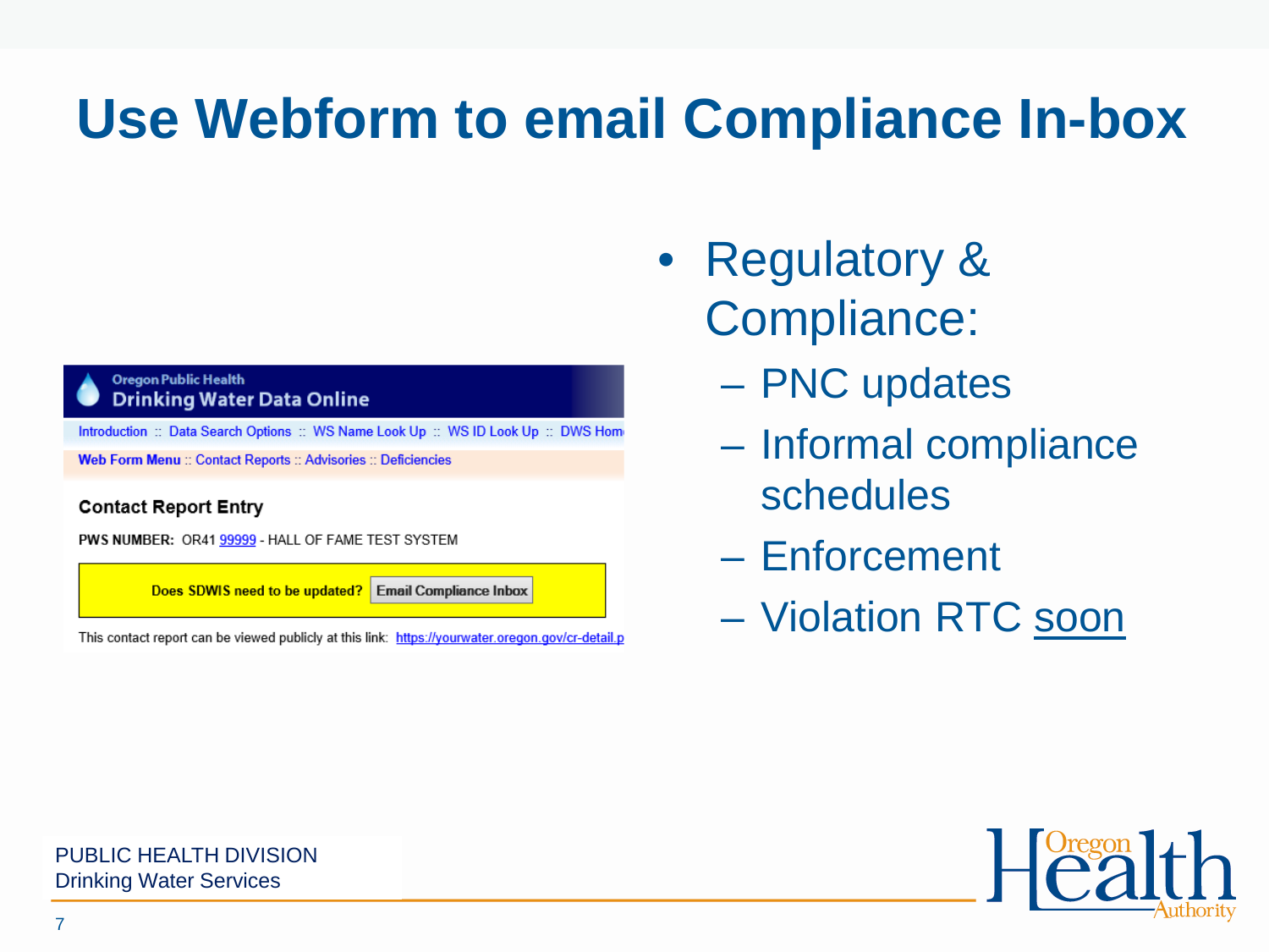# Use Webform to email Compliance In-box

**Oregon Public Health**
**Drinking Water Data Online**

Introduction :: Data Search Options :: WS Name Look Up :: WS ID Look Up :: DWS Home

Web Form Menu :: Contact Reports :: Advisories :: Deficiencies

**Contact Report Entry**

PWS NUMBER: OR41 99999 - HALL OF FAME TEST SYSTEM

Does SDWIS need to be updated? Email Compliance Inbox

This contact report can be viewed publicly at this link: https://yourwater.oregon.gov/cr-detail.p

- Regulatory & Compliance:
  - PNC updates
  - Informal compliance schedules
  - Enforcement
  - Violation RTC soon

PUBLIC HEALTH DIVISION
Drinking Water Services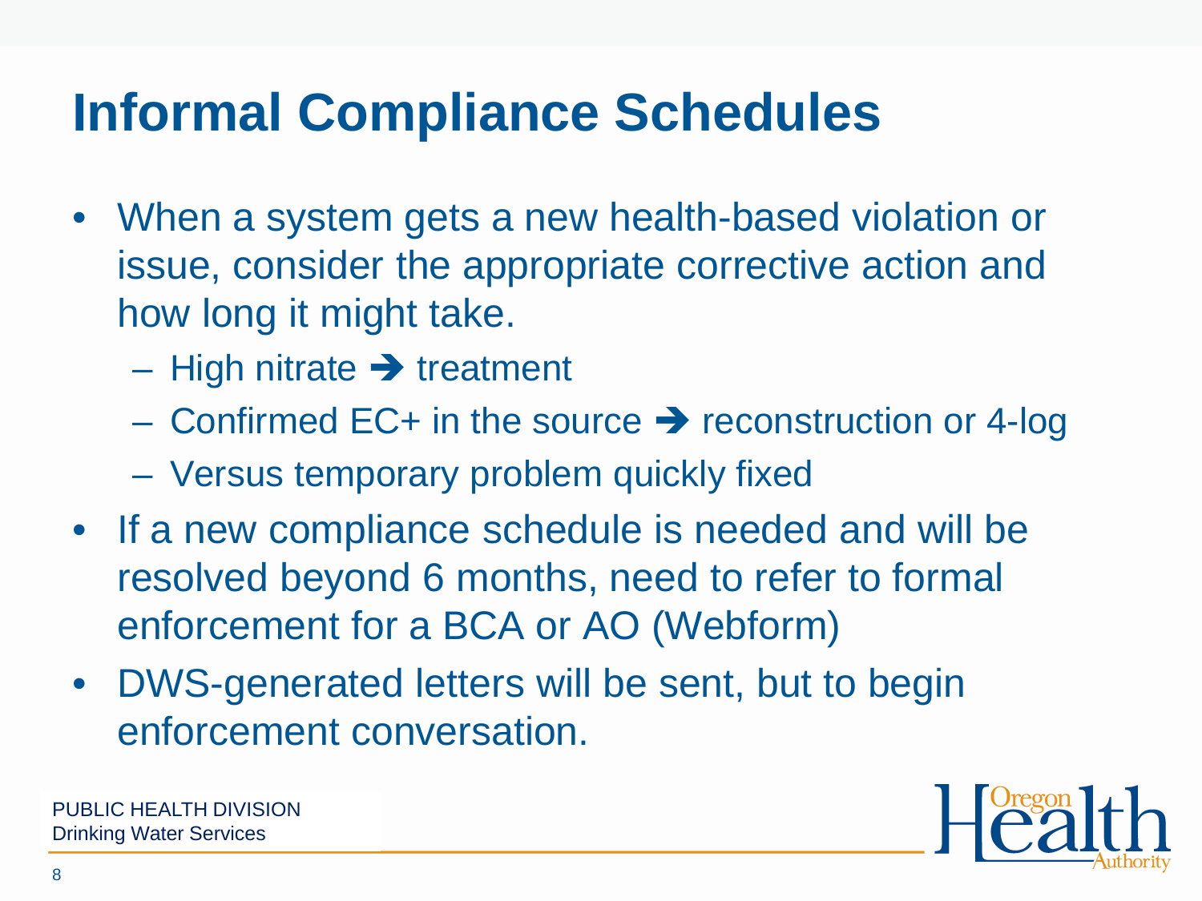# Informal Compliance Schedules

- When a system gets a new health-based violation or issue, consider the appropriate corrective action and how long it might take.
  - High nitrate ➔ treatment
  - Confirmed EC+ in the source ➔ reconstruction or 4-log
  - Versus temporary problem quickly fixed
- If a new compliance schedule is needed and will be resolved beyond 6 months, need to refer to formal enforcement for a BCA or AO (Webform)
- DWS-generated letters will be sent, but to begin enforcement conversation.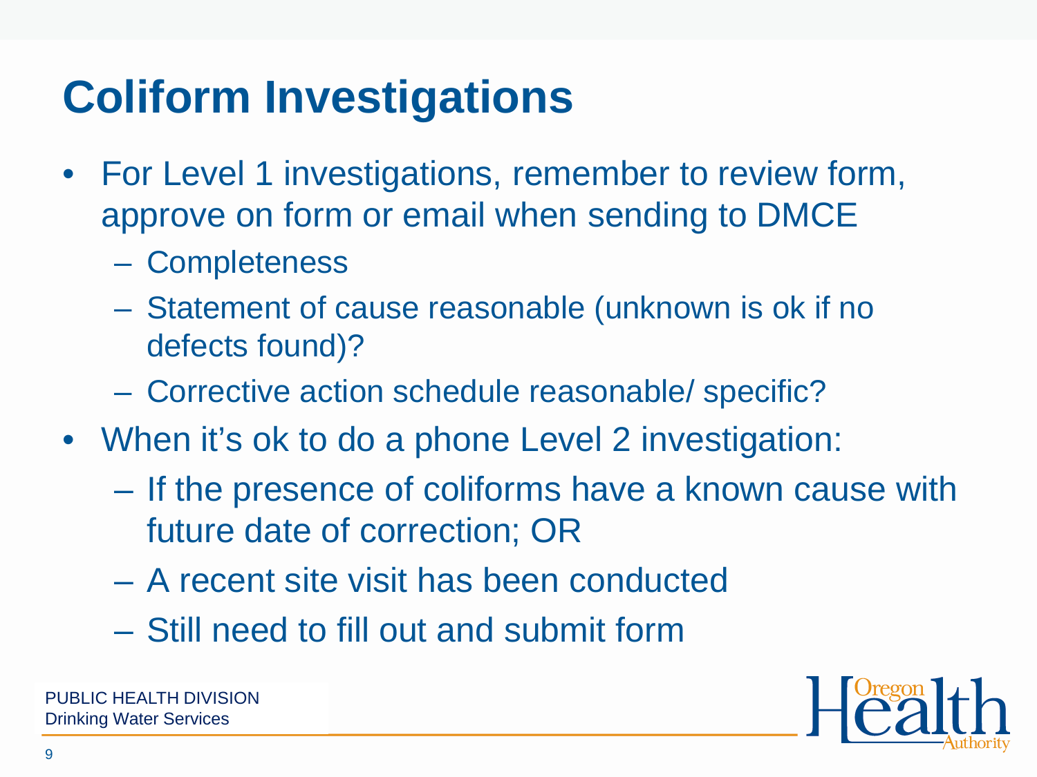# Coliform Investigations

- For Level 1 investigations, remember to review form, approve on form or email when sending to DMCE
  - Completeness
  - Statement of cause reasonable (unknown is ok if no defects found)?
  - Corrective action schedule reasonable/ specific?
- When it's ok to do a phone Level 2 investigation:
  - If the presence of coliforms have a known cause with future date of correction; OR
  - A recent site visit has been conducted
  - Still need to fill out and submit form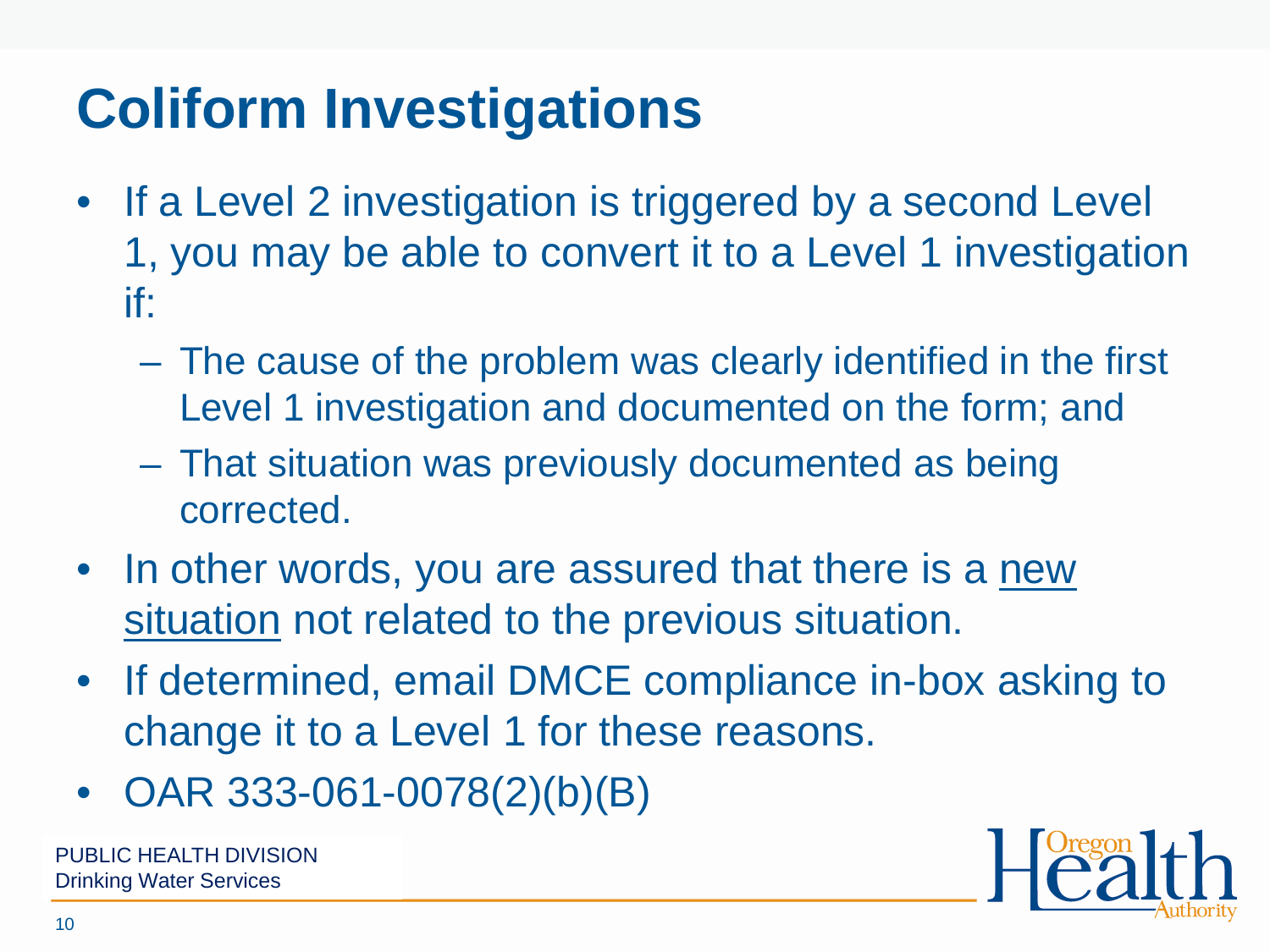# Coliform Investigations

- If a Level 2 investigation is triggered by a second Level 1, you may be able to convert it to a Level 1 investigation if:
  - The cause of the problem was clearly identified in the first Level 1 investigation and documented on the form; and
  - That situation was previously documented as being corrected.
- In other words, you are assured that there is a new situation not related to the previous situation.
- If determined, email DMCE compliance in-box asking to change it to a Level 1 for these reasons.
- OAR 333-061-0078(2)(b)(B)

PUBLIC HEALTH DIVISION
Drinking Water Services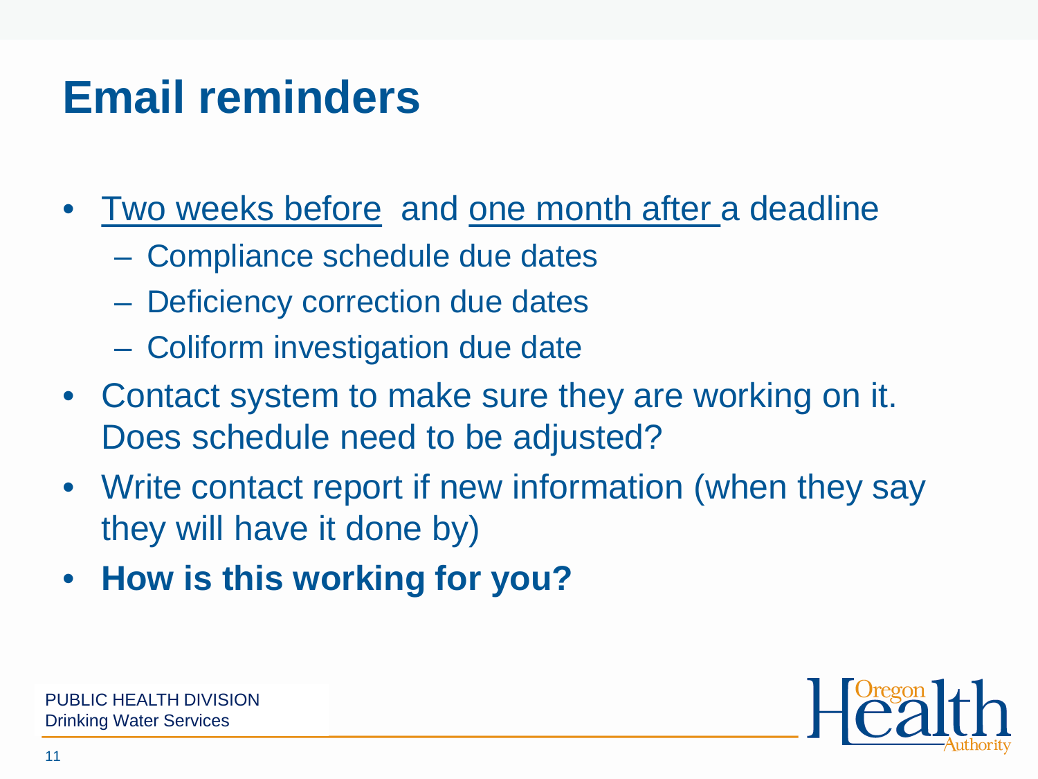# Email reminders

- <u>Two weeks before</u> and <u>one month after</u> a deadline
  - Compliance schedule due dates
  - Deficiency correction due dates
  - Coliform investigation due date
- Contact system to make sure they are working on it. Does schedule need to be adjusted?
- Write contact report if new information (when they say they will have it done by)
- **How is this working for you?**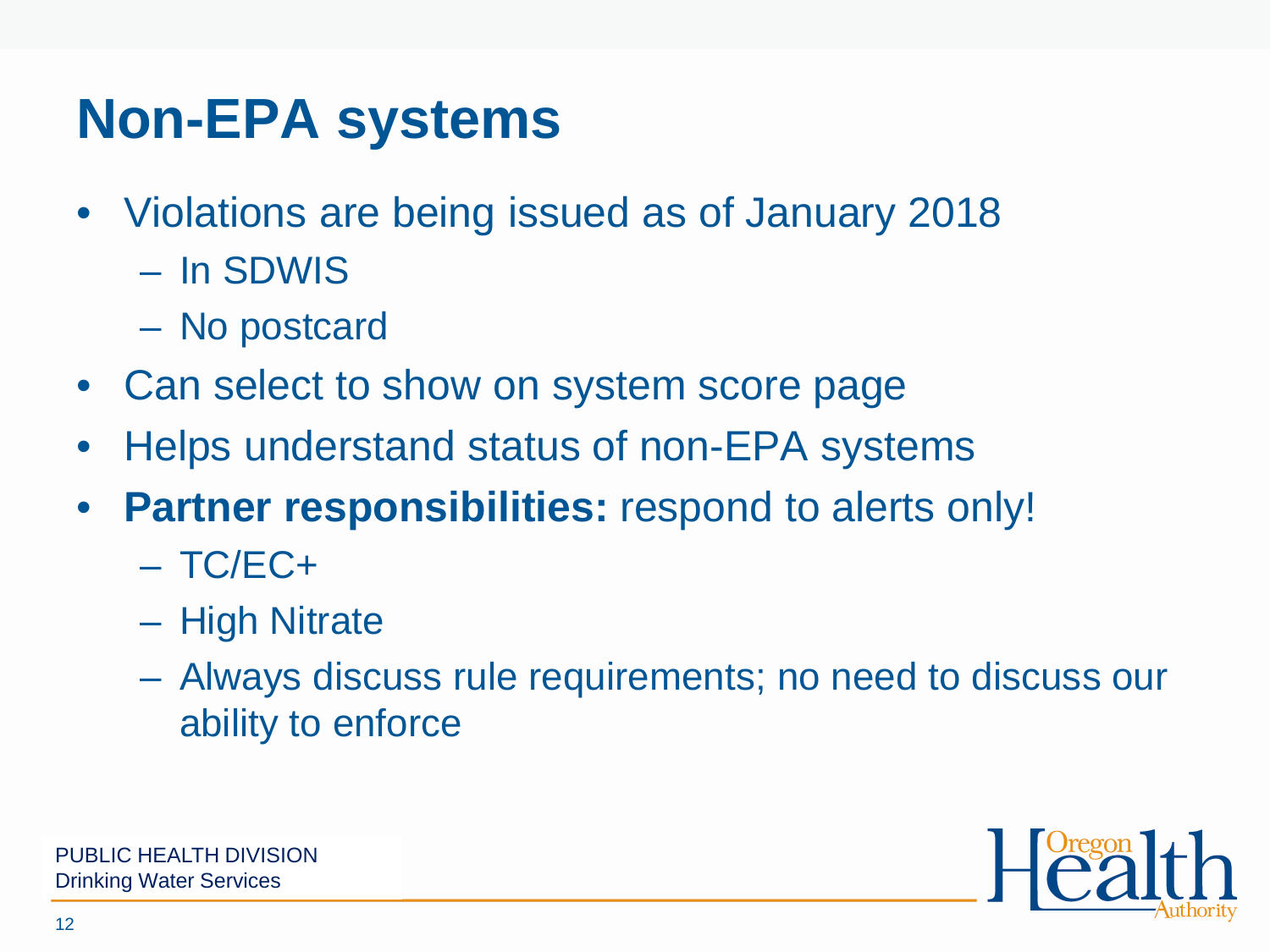# Non-EPA systems

- Violations are being issued as of January 2018
  - In SDWIS
  - No postcard
- Can select to show on system score page
- Helps understand status of non-EPA systems
- **Partner responsibilities:** respond to alerts only!
  - TC/EC+
  - High Nitrate
  - Always discuss rule requirements; no need to discuss our ability to enforce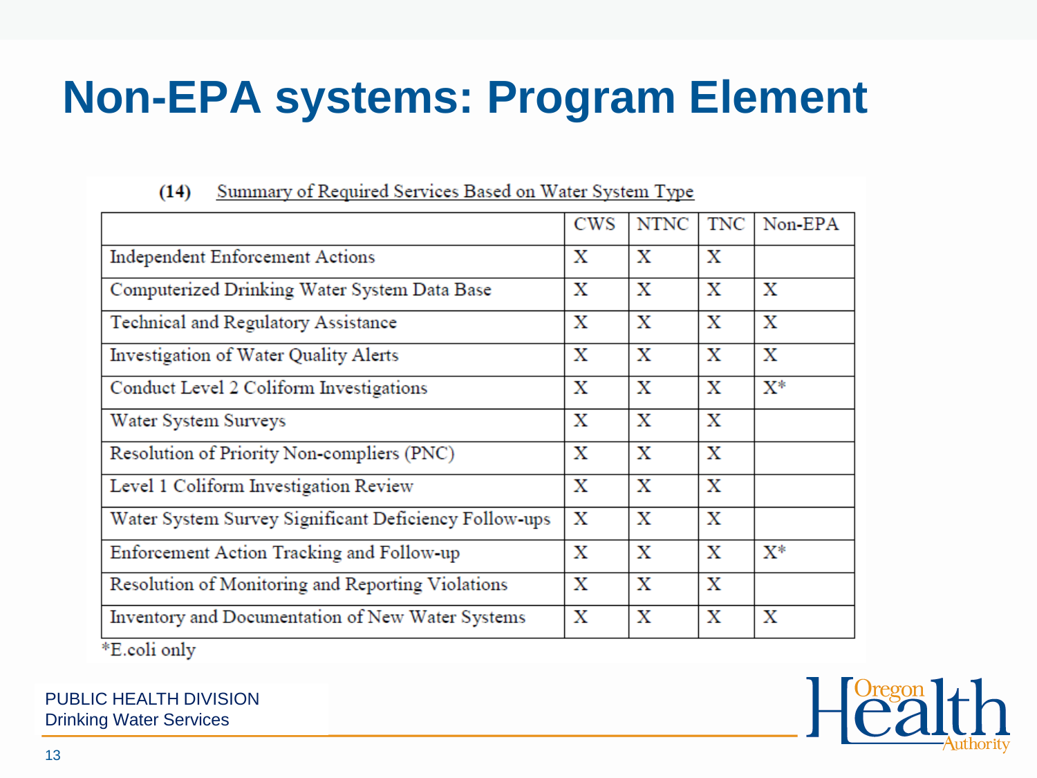# Non-EPA systems: Program Element

**(14)** Summary of Required Services Based on Water System Type

| | CWS | NTNC | TNC | Non-EPA |
|---|---|---|---|---|
| Independent Enforcement Actions | X | X | X | |
| Computerized Drinking Water System Data Base | X | X | X | X |
| Technical and Regulatory Assistance | X | X | X | X |
| Investigation of Water Quality Alerts | X | X | X | X |
| Conduct Level 2 Coliform Investigations | X | X | X | X* |
| Water System Surveys | X | X | X | |
| Resolution of Priority Non-compliers (PNC) | X | X | X | |
| Level 1 Coliform Investigation Review | X | X | X | |
| Water System Survey Significant Deficiency Follow-ups | X | X | X | |
| Enforcement Action Tracking and Follow-up | X | X | X | X* |
| Resolution of Monitoring and Reporting Violations | X | X | X | |
| Inventory and Documentation of New Water Systems | X | X | X | X |

*E.coli only

PUBLIC HEALTH DIVISION
Drinking Water Services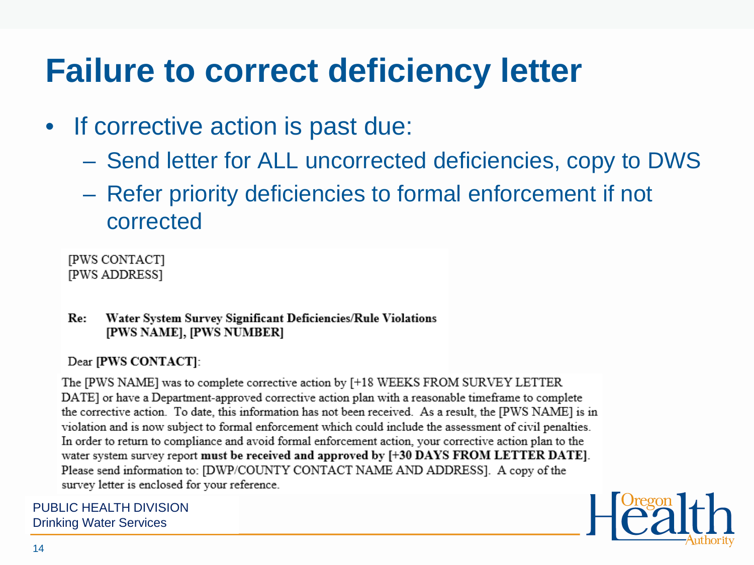# Failure to correct deficiency letter

- If corrective action is past due:
  - Send letter for ALL uncorrected deficiencies, copy to DWS
  - Refer priority deficiencies to formal enforcement if not corrected

[PWS CONTACT]
[PWS ADDRESS]

**Re: Water System Survey Significant Deficiencies/Rule Violations**
**[PWS NAME], [PWS NUMBER]**

Dear **[PWS CONTACT]**:

The [PWS NAME] was to complete corrective action by [+18 WEEKS FROM SURVEY LETTER DATE] or have a Department-approved corrective action plan with a reasonable timeframe to complete the corrective action. To date, this information has not been received. As a result, the [PWS NAME] is in violation and is now subject to formal enforcement which could include the assessment of civil penalties. In order to return to compliance and avoid formal enforcement action, your corrective action plan to the water system survey report **must be received and approved by [+30 DAYS FROM LETTER DATE]**. Please send information to: [DWP/COUNTY CONTACT NAME AND ADDRESS]. A copy of the survey letter is enclosed for your reference.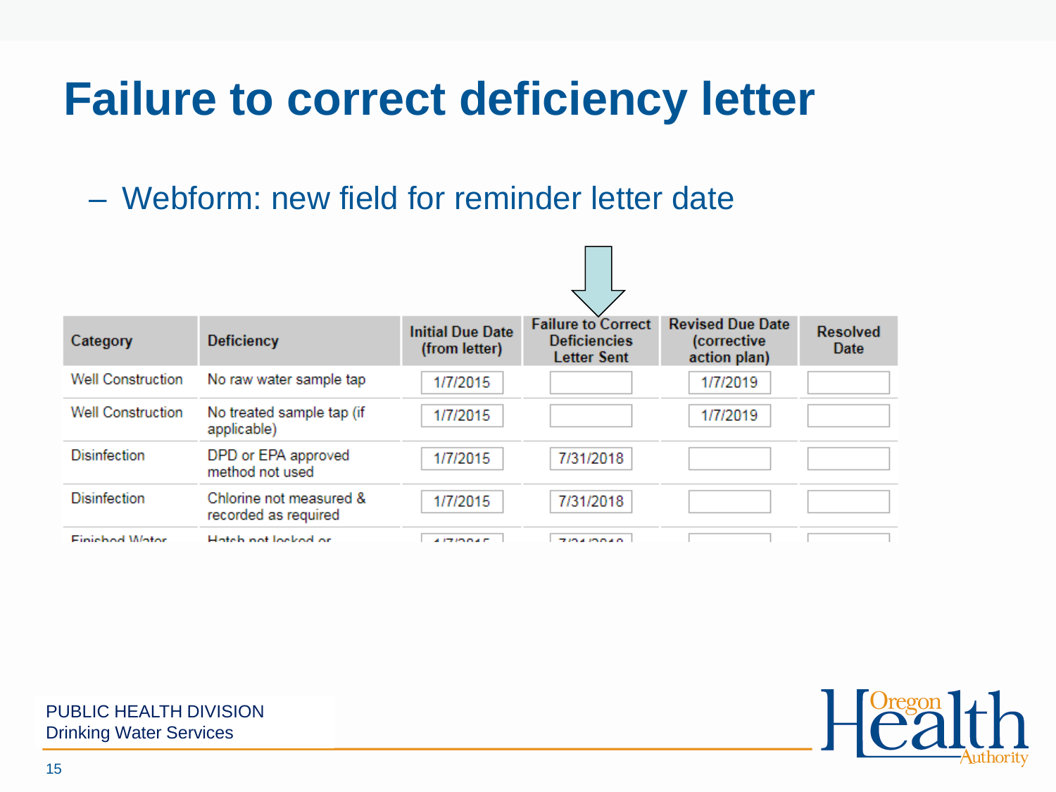# Failure to correct deficiency letter

– Webform: new field for reminder letter date

| Category | Deficiency | Initial Due Date (from letter) | Failure to Correct Deficiencies Letter Sent | Revised Due Date (corrective action plan) | Resolved Date |
|---|---|---|---|---|---|
| Well Construction | No raw water sample tap | 1/7/2015 | | 1/7/2019 | |
| Well Construction | No treated sample tap (if applicable) | 1/7/2015 | | 1/7/2019 | |
| Disinfection | DPD or EPA approved method not used | 1/7/2015 | 7/31/2018 | | |
| Disinfection | Chlorine not measured & recorded as required | 1/7/2015 | 7/31/2018 | | |
| Finished Water | Hatch not locked or | 1/7/2015 | 7/31/2018 | | |

PUBLIC HEALTH DIVISION
Drinking Water Services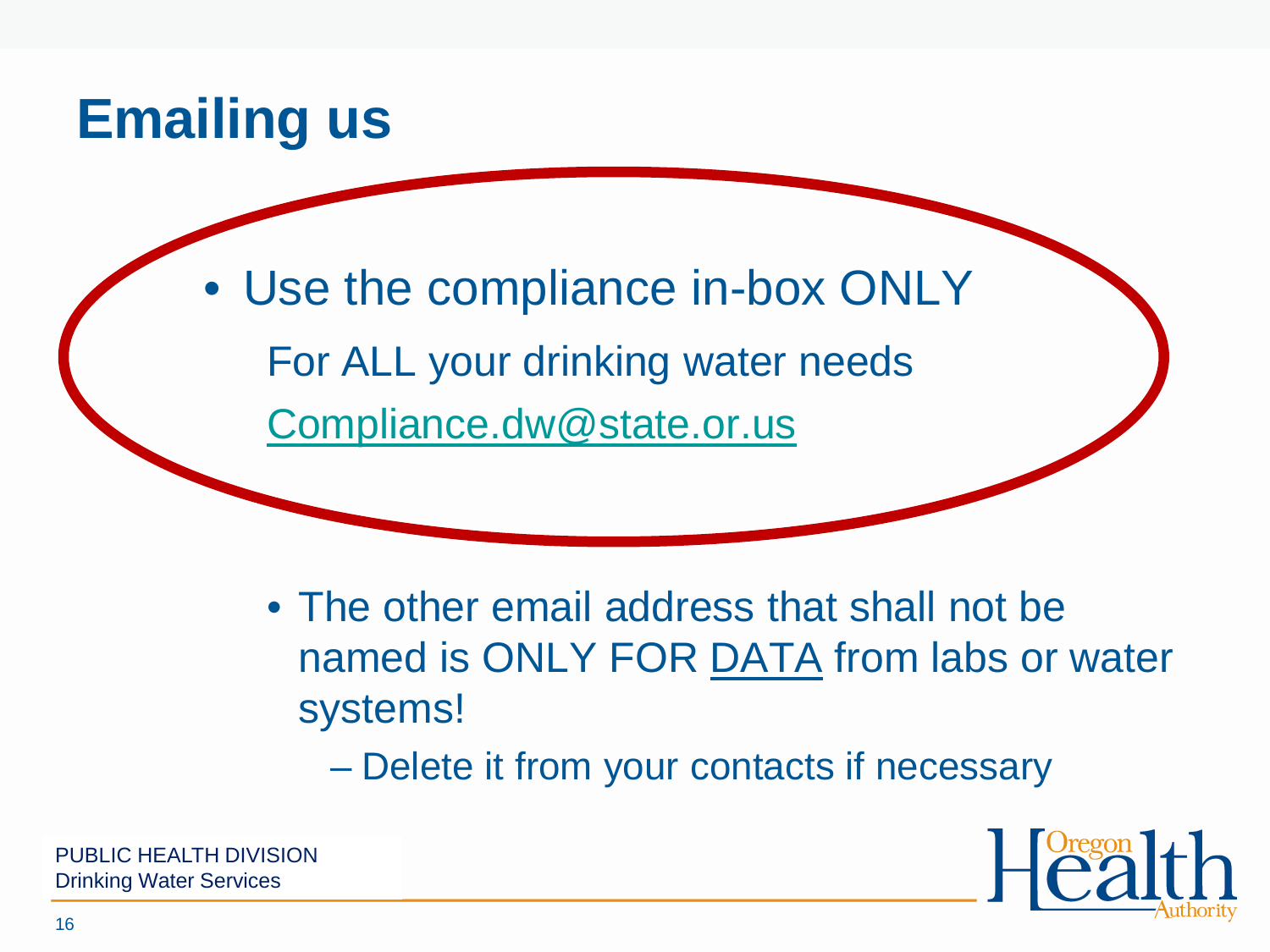# Emailing us

- Use the compliance in-box ONLY

  For ALL your drinking water needs

  Compliance.dw@state.or.us

- The other email address that shall not be named is ONLY FOR DATA from labs or water systems!
  - Delete it from your contacts if necessary

PUBLIC HEALTH DIVISION
Drinking Water Services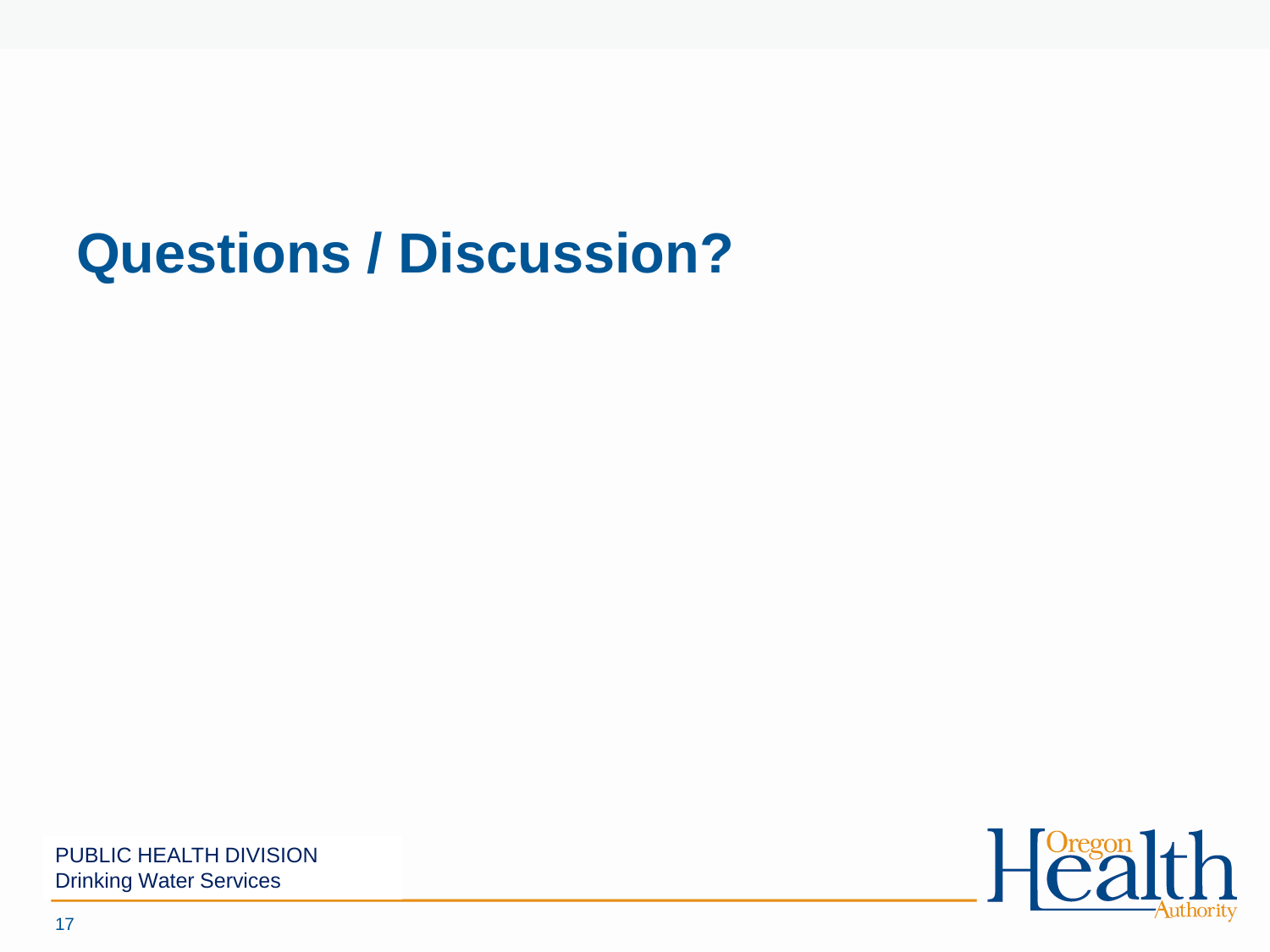# Questions / Discussion?

PUBLIC HEALTH DIVISION
Drinking Water Services